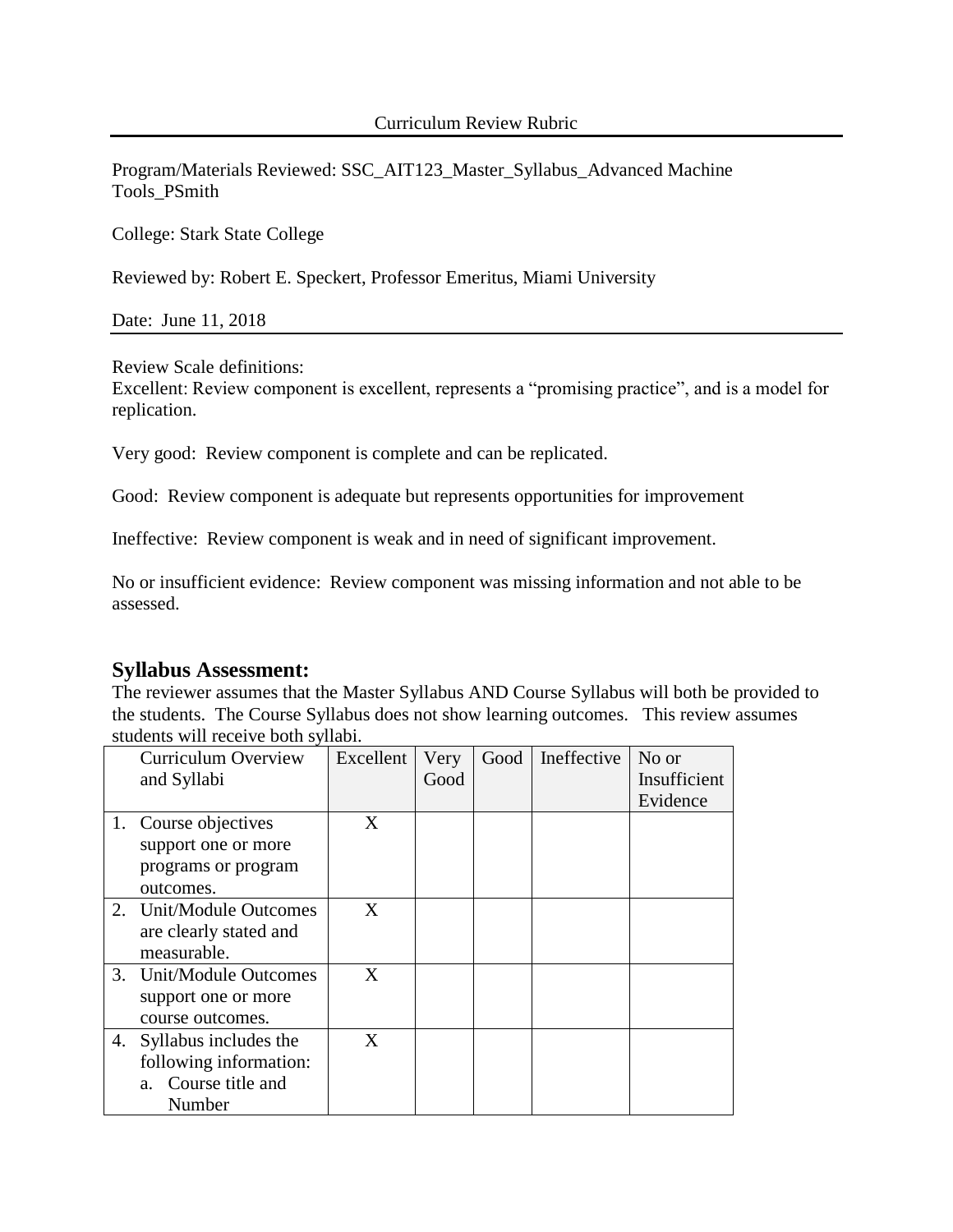# Curriculum Review Rubric

Program/Materials Reviewed: SSC_AIT123_Master_Syllabus_Advanced Machine Tools_PSmith

College: Stark State College

Reviewed by: Robert E. Speckert, Professor Emeritus, Miami University

Date: June 11, 2018

Review Scale definitions:
Excellent: Review component is excellent, represents a "promising practice", and is a model for replication.

Very good: Review component is complete and can be replicated.

Good: Review component is adequate but represents opportunities for improvement

Ineffective: Review component is weak and in need of significant improvement.

No or insufficient evidence: Review component was missing information and not able to be assessed.

## Syllabus Assessment:

The reviewer assumes that the Master Syllabus AND Course Syllabus will both be provided to the students. The Course Syllabus does not show learning outcomes. This review assumes students will receive both syllabi.

| Curriculum Overview and Syllabi | Excellent | Very Good | Good | Ineffective | No or Insufficient Evidence |
|---|---|---|---|---|---|
| 1. Course objectives support one or more programs or program outcomes. | X | | | | |
| 2. Unit/Module Outcomes are clearly stated and measurable. | X | | | | |
| 3. Unit/Module Outcomes support one or more course outcomes. | X | | | | |
| 4. Syllabus includes the following information: a. Course title and Number | X | | | | |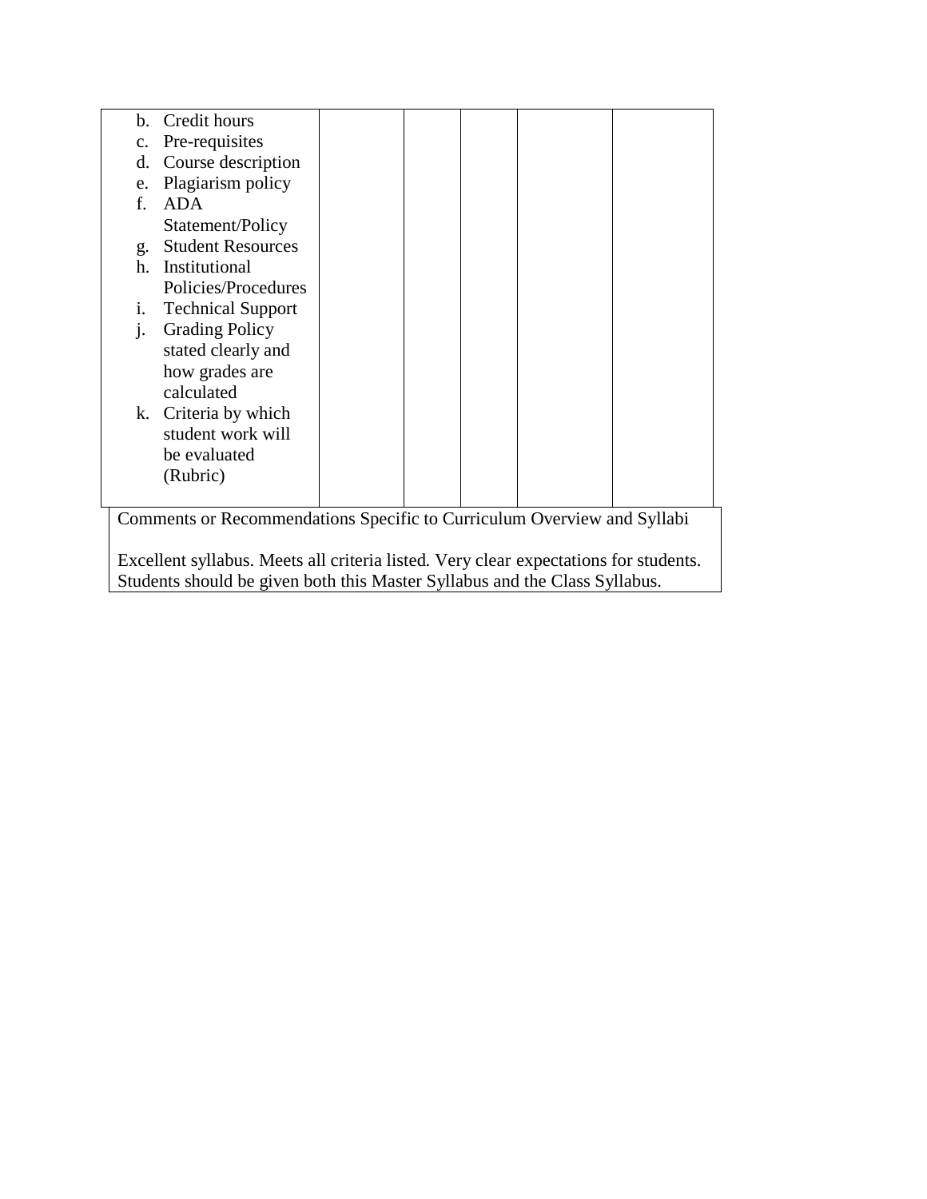| | | | | | |
|---|---|---|---|---|---|
| b. Credit hours<br>c. Pre-requisites<br>d. Course description<br>e. Plagiarism policy<br>f. ADA Statement/Policy<br>g. Student Resources<br>h. Institutional Policies/Procedures<br>i. Technical Support<br>j. Grading Policy stated clearly and how grades are calculated<br>k. Criteria by which student work will be evaluated (Rubric) | | | | | |

| Comments or Recommendations Specific to Curriculum Overview and Syllabi |
|---|
| Excellent syllabus. Meets all criteria listed. Very clear expectations for students. Students should be given both this Master Syllabus and the Class Syllabus. |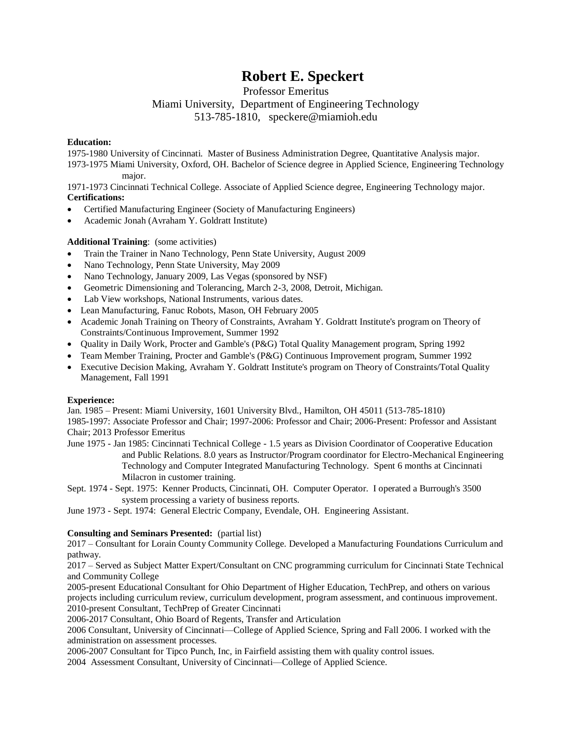# Robert E. Speckert

Professor Emeritus
Miami University, Department of Engineering Technology
513-785-1810, speckere@miamioh.edu

**Education:**

1975-1980 University of Cincinnati. Master of Business Administration Degree, Quantitative Analysis major.

1973-1975 Miami University, Oxford, OH. Bachelor of Science degree in Applied Science, Engineering Technology major.

1971-1973 Cincinnati Technical College. Associate of Applied Science degree, Engineering Technology major.

**Certifications:**

- Certified Manufacturing Engineer (Society of Manufacturing Engineers)
- Academic Jonah (Avraham Y. Goldratt Institute)

**Additional Training**: (some activities)

- Train the Trainer in Nano Technology, Penn State University, August 2009
- Nano Technology, Penn State University, May 2009
- Nano Technology, January 2009, Las Vegas (sponsored by NSF)
- Geometric Dimensioning and Tolerancing, March 2-3, 2008, Detroit, Michigan.
- Lab View workshops, National Instruments, various dates.
- Lean Manufacturing, Fanuc Robots, Mason, OH February 2005
- Academic Jonah Training on Theory of Constraints, Avraham Y. Goldratt Institute's program on Theory of Constraints/Continuous Improvement, Summer 1992
- Quality in Daily Work, Procter and Gamble's (P&G) Total Quality Management program, Spring 1992
- Team Member Training, Procter and Gamble's (P&G) Continuous Improvement program, Summer 1992
- Executive Decision Making, Avraham Y. Goldratt Institute's program on Theory of Constraints/Total Quality Management, Fall 1991

**Experience:**

Jan. 1985 – Present: Miami University, 1601 University Blvd., Hamilton, OH 45011 (513-785-1810)
1985-1997: Associate Professor and Chair; 1997-2006: Professor and Chair; 2006-Present: Professor and Assistant Chair; 2013 Professor Emeritus

June 1975 - Jan 1985: Cincinnati Technical College - 1.5 years as Division Coordinator of Cooperative Education and Public Relations. 8.0 years as Instructor/Program coordinator for Electro-Mechanical Engineering Technology and Computer Integrated Manufacturing Technology. Spent 6 months at Cincinnati Milacron in customer training.

Sept. 1974 - Sept. 1975: Kenner Products, Cincinnati, OH. Computer Operator. I operated a Burrough's 3500 system processing a variety of business reports.

June 1973 - Sept. 1974: General Electric Company, Evendale, OH. Engineering Assistant.

**Consulting and Seminars Presented:** (partial list)

2017 – Consultant for Lorain County Community College. Developed a Manufacturing Foundations Curriculum and pathway.

2017 – Served as Subject Matter Expert/Consultant on CNC programming curriculum for Cincinnati State Technical and Community College

2005-present Educational Consultant for Ohio Department of Higher Education, TechPrep, and others on various projects including curriculum review, curriculum development, program assessment, and continuous improvement.

2010-present Consultant, TechPrep of Greater Cincinnati

2006-2017 Consultant, Ohio Board of Regents, Transfer and Articulation

2006 Consultant, University of Cincinnati—College of Applied Science, Spring and Fall 2006. I worked with the administration on assessment processes.

2006-2007 Consultant for Tipco Punch, Inc, in Fairfield assisting them with quality control issues.

2004 Assessment Consultant, University of Cincinnati—College of Applied Science.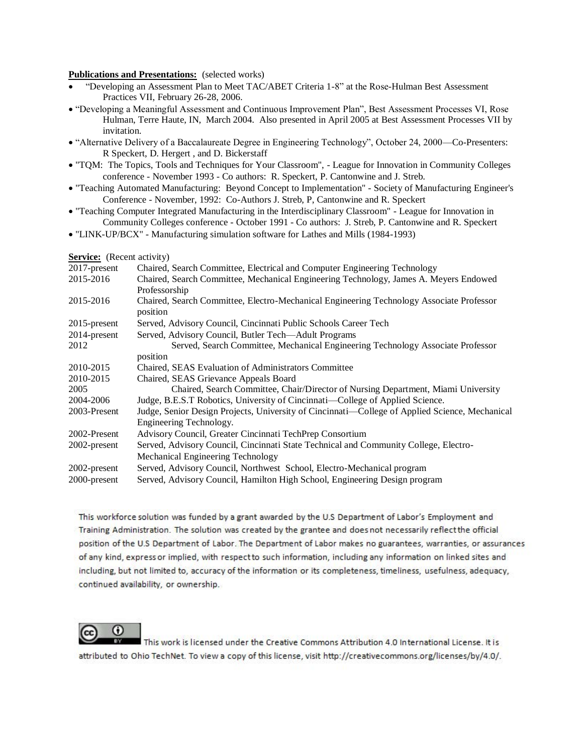**Publications and Presentations:** (selected works)

- "Developing an Assessment Plan to Meet TAC/ABET Criteria 1-8" at the Rose-Hulman Best Assessment Practices VII, February 26-28, 2006.
- "Developing a Meaningful Assessment and Continuous Improvement Plan", Best Assessment Processes VI, Rose Hulman, Terre Haute, IN, March 2004. Also presented in April 2005 at Best Assessment Processes VII by invitation.
- "Alternative Delivery of a Baccalaureate Degree in Engineering Technology", October 24, 2000—Co-Presenters: R Speckert, D. Hergert , and D. Bickerstaff
- "TQM: The Topics, Tools and Techniques for Your Classroom", - League for Innovation in Community Colleges conference - November 1993 - Co authors: R. Speckert, P. Cantonwine and J. Streb.
- "Teaching Automated Manufacturing: Beyond Concept to Implementation" - Society of Manufacturing Engineer's Conference - November, 1992: Co-Authors J. Streb, P, Cantonwine and R. Speckert
- "Teaching Computer Integrated Manufacturing in the Interdisciplinary Classroom" - League for Innovation in Community Colleges conference - October 1991 - Co authors: J. Streb, P. Cantonwine and R. Speckert
- "LINK-UP/BCX" - Manufacturing simulation software for Lathes and Mills (1984-1993)

**Service:** (Recent activity)

| | |
|---|---|
| 2017-present | Chaired, Search Committee, Electrical and Computer Engineering Technology |
| 2015-2016 | Chaired, Search Committee, Mechanical Engineering Technology, James A. Meyers Endowed Professorship |
| 2015-2016 | Chaired, Search Committee, Electro-Mechanical Engineering Technology Associate Professor position |
| 2015-present | Served, Advisory Council, Cincinnati Public Schools Career Tech |
| 2014-present | Served, Advisory Council, Butler Tech—Adult Programs |
| 2012 | Served, Search Committee, Mechanical Engineering Technology Associate Professor position |
| 2010-2015 | Chaired, SEAS Evaluation of Administrators Committee |
| 2010-2015 | Chaired, SEAS Grievance Appeals Board |
| 2005 | Chaired, Search Committee, Chair/Director of Nursing Department, Miami University |
| 2004-2006 | Judge, B.E.S.T Robotics, University of Cincinnati—College of Applied Science. |
| 2003-Present | Judge, Senior Design Projects, University of Cincinnati—College of Applied Science, Mechanical Engineering Technology. |
| 2002-Present | Advisory Council, Greater Cincinnati TechPrep Consortium |
| 2002-present | Served, Advisory Council, Cincinnati State Technical and Community College, Electro-Mechanical Engineering Technology |
| 2002-present | Served, Advisory Council, Northwest School, Electro-Mechanical program |
| 2000-present | Served, Advisory Council, Hamilton High School, Engineering Design program |

This workforce solution was funded by a grant awarded by the U.S Department of Labor's Employment and Training Administration. The solution was created by the grantee and does not necessarily reflect the official position of the U.S Department of Labor. The Department of Labor makes no guarantees, warranties, or assurances of any kind, express or implied, with respect to such information, including any information on linked sites and including, but not limited to, accuracy of the information or its completeness, timeliness, usefulness, adequacy, continued availability, or ownership.

This work is licensed under the Creative Commons Attribution 4.0 International License. It is attributed to Ohio TechNet. To view a copy of this license, visit http://creativecommons.org/licenses/by/4.0/.